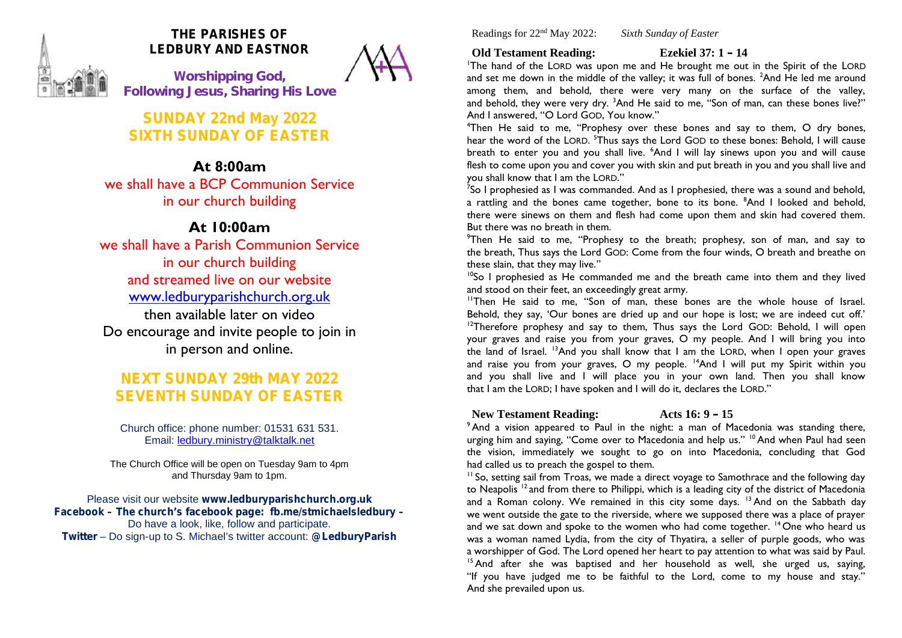# THE PARISHES OF LEDBURY AND EASTNOR

**Worshipping God, Following Jesus, Sharing His Love**

## SUNDAY 22nd May 2022
## SIXTH SUNDAY OF EASTER

### At 8:00am

we shall have a BCP Communion Service in our church building

### At 10:00am

we shall have a Parish Communion Service in our church building and streamed live on our website [www.ledburyparishchurch.org.uk](www.ledburyparishchurch.org.uk)

then available later on video

Do encourage and invite people to join in in person and online.

## NEXT SUNDAY 29th MAY 2022
## SEVENTH SUNDAY OF EASTER

Church office: phone number: 01531 631 531.
Email: ledbury.ministry@talktalk.net

The Church Office will be open on Tuesday 9am to 4pm and Thursday 9am to 1pm.

Please visit our website **www.ledburyparishchurch.org.uk**
**Facebook – The church's facebook page: fb.me/stmichaelsledbury –** Do have a look, like, follow and participate.
**Twitter** – Do sign-up to S. Michael's twitter account: **@LedburyParish**

Readings for 22nd May 2022: *Sixth Sunday of Easter*

**Old Testament Reading: Ezekiel 37: 1 – 14**

[1]The hand of the LORD was upon me and He brought me out in the Spirit of the LORD and set me down in the middle of the valley; it was full of bones. [2]And He led me around among them, and behold, there were very many on the surface of the valley, and behold, they were very dry. [3]And He said to me, "Son of man, can these bones live?" And I answered, "O Lord GOD, You know."

[4]Then He said to me, "Prophesy over these bones and say to them, O dry bones, hear the word of the LORD. [5]Thus says the Lord GOD to these bones: Behold, I will cause breath to enter you and you shall live. [6]And I will lay sinews upon you and will cause flesh to come upon you and cover you with skin and put breath in you and you shall live and you shall know that I am the LORD."

[7]So I prophesied as I was commanded. And as I prophesied, there was a sound and behold, a rattling and the bones came together, bone to its bone. [8]And I looked and behold, there were sinews on them and flesh had come upon them and skin had covered them. But there was no breath in them.

[9]Then He said to me, "Prophesy to the breath; prophesy, son of man, and say to the breath, Thus says the Lord GOD: Come from the four winds, O breath and breathe on these slain, that they may live."

[10]So I prophesied as He commanded me and the breath came into them and they lived and stood on their feet, an exceedingly great army.

[11]Then He said to me, "Son of man, these bones are the whole house of Israel. Behold, they say, 'Our bones are dried up and our hope is lost; we are indeed cut off.' [12]Therefore prophesy and say to them, Thus says the Lord GOD: Behold, I will open your graves and raise you from your graves, O my people. And I will bring you into the land of Israel. [13]And you shall know that I am the LORD, when I open your graves and raise you from your graves, O my people. [14]And I will put my Spirit within you and you shall live and I will place you in your own land. Then you shall know that I am the LORD; I have spoken and I will do it, declares the LORD."

**New Testament Reading: Acts 16: 9 – 15**

[9]And a vision appeared to Paul in the night: a man of Macedonia was standing there, urging him and saying, "Come over to Macedonia and help us." [10]And when Paul had seen the vision, immediately we sought to go on into Macedonia, concluding that God had called us to preach the gospel to them.

[11]So, setting sail from Troas, we made a direct voyage to Samothrace and the following day to Neapolis [12]and from there to Philippi, which is a leading city of the district of Macedonia and a Roman colony. We remained in this city some days. [13]And on the Sabbath day we went outside the gate to the riverside, where we supposed there was a place of prayer and we sat down and spoke to the women who had come together. [14]One who heard us was a woman named Lydia, from the city of Thyatira, a seller of purple goods, who was a worshipper of God. The Lord opened her heart to pay attention to what was said by Paul. [15]And after she was baptised and her household as well, she urged us, saying, "If you have judged me to be faithful to the Lord, come to my house and stay." And she prevailed upon us.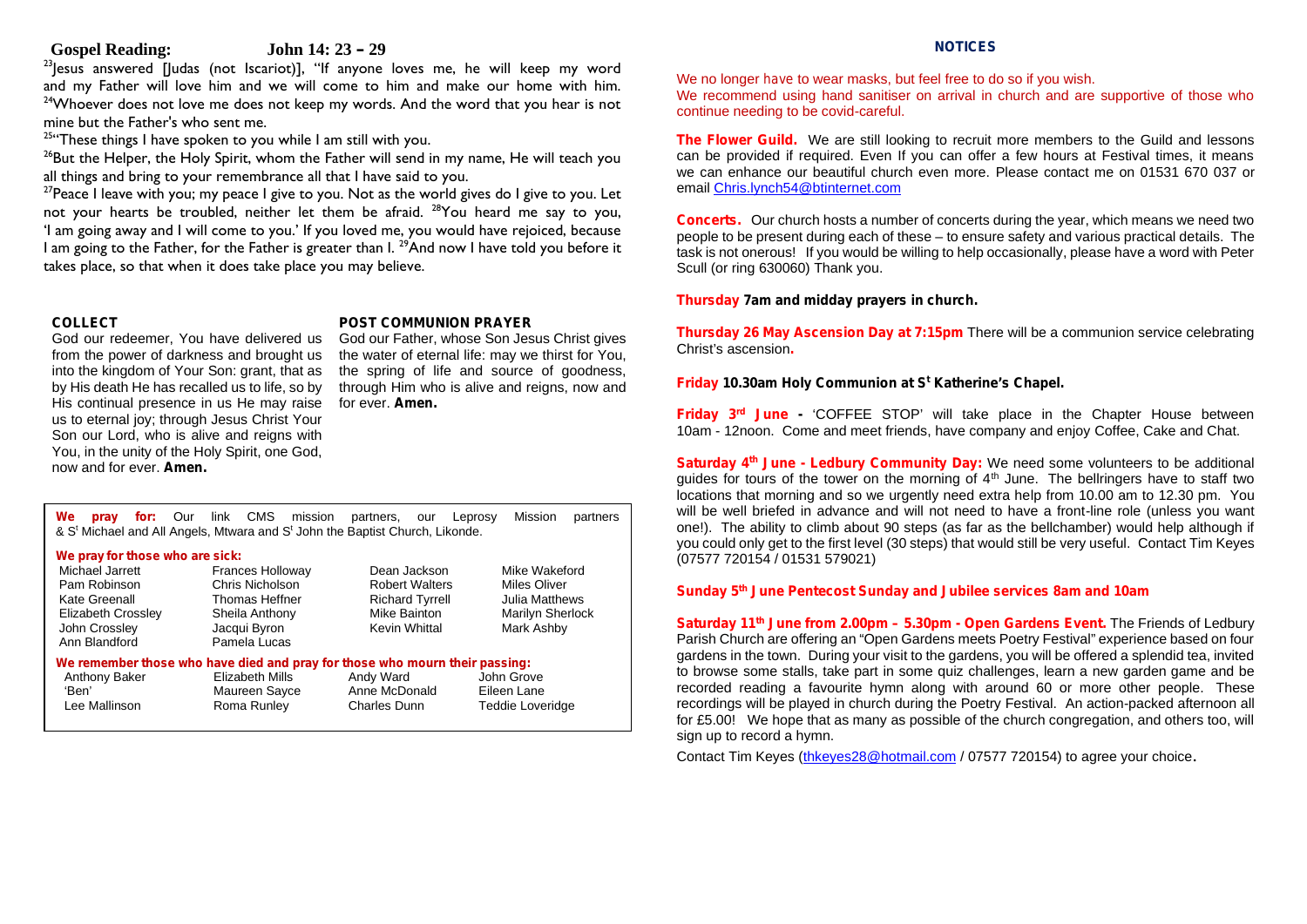## Gospel Reading: John 14: 23 – 29

[23]Jesus answered [Judas (not Iscariot)], "If anyone loves me, he will keep my word and my Father will love him and we will come to him and make our home with him. [24]Whoever does not love me does not keep my words. And the word that you hear is not mine but the Father's who sent me.

[25]"These things I have spoken to you while I am still with you.

[26]But the Helper, the Holy Spirit, whom the Father will send in my name, He will teach you all things and bring to your remembrance all that I have said to you.

[27]Peace I leave with you; my peace I give to you. Not as the world gives do I give to you. Let not your hearts be troubled, neither let them be afraid. [28]You heard me say to you, 'I am going away and I will come to you.' If you loved me, you would have rejoiced, because I am going to the Father, for the Father is greater than I. [29]And now I have told you before it takes place, so that when it does take place you may believe.

### COLLECT

God our redeemer, You have delivered us from the power of darkness and brought us into the kingdom of Your Son: grant, that as by His death He has recalled us to life, so by His continual presence in us He may raise us to eternal joy; through Jesus Christ Your Son our Lord, who is alive and reigns with You, in the unity of the Holy Spirit, one God, now and for ever. **Amen.**

### POST COMMUNION PRAYER

God our Father, whose Son Jesus Christ gives the water of eternal life: may we thirst for You, the spring of life and source of goodness, through Him who is alive and reigns, now and for ever. **Amen.**

**We pray for:** Our link CMS mission partners, our Leprosy Mission partners & St Michael and All Angels, Mtwara and St John the Baptist Church, Likonde.

**We pray for those who are sick:**

| | | | |
|---|---|---|---|
| Michael Jarrett | Frances Holloway | Dean Jackson | Mike Wakeford |
| Pam Robinson | Chris Nicholson | Robert Walters | Miles Oliver |
| Kate Greenall | Thomas Heffner | Richard Tyrrell | Julia Matthews |
| Elizabeth Crossley | Sheila Anthony | Mike Bainton | Marilyn Sherlock |
| John Crossley | Jacqui Byron | Kevin Whittal | Mark Ashby |
| Ann Blandford | Pamela Lucas | | |

**We remember those who have died and pray for those who mourn their passing:**

| | | | |
|---|---|---|---|
| Anthony Baker | Elizabeth Mills | Andy Ward | John Grove |
| 'Ben' | Maureen Sayce | Anne McDonald | Eileen Lane |
| Lee Mallinson | Roma Runley | Charles Dunn | Teddie Loveridge |

## NOTICES

We no longer have to wear masks, but feel free to do so if you wish.
We recommend using hand sanitiser on arrival in church and are supportive of those who continue needing to be covid-careful.

**The Flower Guild.** We are still looking to recruit more members to the Guild and lessons can be provided if required. Even If you can offer a few hours at Festival times, it means we can enhance our beautiful church even more. Please contact me on 01531 670 037 or email Chris.lynch54@btinternet.com

**Concerts.** Our church hosts a number of concerts during the year, which means we need two people to be present during each of these – to ensure safety and various practical details. The task is not onerous! If you would be willing to help occasionally, please have a word with Peter Scull (or ring 630060) Thank you.

**Thursday 7am and midday prayers in church.**

**Thursday 26 May Ascension Day at 7:15pm** There will be a communion service celebrating Christ's ascension.

**Friday 10.30am Holy Communion at St Katherine's Chapel.**

**Friday 3rd June** - 'COFFEE STOP' will take place in the Chapter House between 10am - 12noon. Come and meet friends, have company and enjoy Coffee, Cake and Chat.

**Saturday 4th June - Ledbury Community Day:** We need some volunteers to be additional guides for tours of the tower on the morning of 4th June. The bellringers have to staff two locations that morning and so we urgently need extra help from 10.00 am to 12.30 pm. You will be well briefed in advance and will not need to have a front-line role (unless you want one!). The ability to climb about 90 steps (as far as the bellchamber) would help although if you could only get to the first level (30 steps) that would still be very useful. Contact Tim Keyes (07577 720154 / 01531 579021)

**Sunday 5th June Pentecost Sunday and Jubilee services 8am and 10am**

**Saturday 11th June from 2.00pm – 5.30pm - Open Gardens Event.** The Friends of Ledbury Parish Church are offering an "Open Gardens meets Poetry Festival" experience based on four gardens in the town. During your visit to the gardens, you will be offered a splendid tea, invited to browse some stalls, take part in some quiz challenges, learn a new garden game and be recorded reading a favourite hymn along with around 60 or more other people. These recordings will be played in church during the Poetry Festival. An action-packed afternoon all for £5.00! We hope that as many as possible of the church congregation, and others too, will sign up to record a hymn.

Contact Tim Keyes (thkeyes28@hotmail.com / 07577 720154) to agree your choice.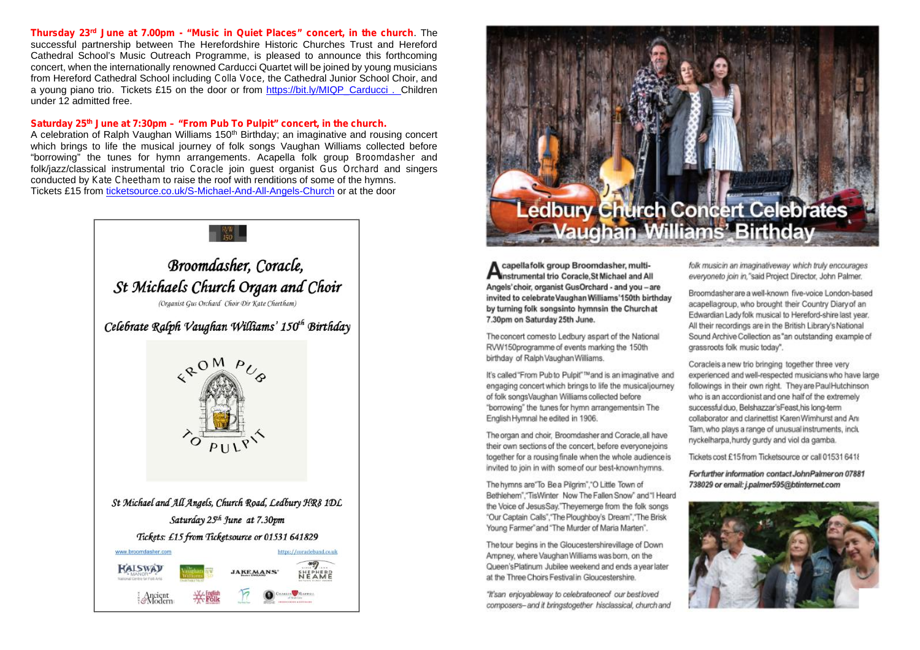**Thursday 23rd June at 7.00pm - "Music in Quiet Places" concert, in the church**. The successful partnership between The Herefordshire Historic Churches Trust and Hereford Cathedral School's Music Outreach Programme, is pleased to announce this forthcoming concert, when the internationally renowned Carducci Quartet will be joined by young musicians from Hereford Cathedral School including Colla Voce, the Cathedral Junior School Choir, and a young piano trio. Tickets £15 on the door or from https://bit.ly/MIQP_Carducci . Children under 12 admitted free.

**Saturday 25th June at 7:30pm – "From Pub To Pulpit" concert, in the church.**
A celebration of Ralph Vaughan Williams 150th Birthday; an imaginative and rousing concert which brings to life the musical journey of folk songs Vaughan Williams collected before "borrowing" the tunes for hymn arrangements. Acapella folk group Broomdasher and folk/jazz/classical instrumental trio Coracle join guest organist Gus Orchard and singers conducted by Kate Cheetham to raise the roof with renditions of some of the hymns.
Tickets £15 from ticketsource.co.uk/S-Michael-And-All-Angels-Church or at the door

RVW 150

*Broomdasher, Coracle,*
*St Michaels Church Organ and Choir*

*(Organist Gus Orchard Choir Dir Kate Cheetham)*

*Celebrate Ralph Vaughan Williams' 150th Birthday*

FROM PUB TO PULPIT

*St Michael and All Angels, Church Road, Ledbury HR8 1DL*

*Saturday 25th June at 7.30pm*

*Tickets: £15 from Ticketsource or 01531 641829*

www.broomdasher.com https://coracleband.co.uk

HALSWAY MANOR · Vaughan Williams · JAKEMANS · SHEPHERD NEAME · Ancient & Modern · English Folk · Charles Martell

## Ledbury Church Concert Celebrates Vaughan Williams' Birthday

**Acapella folk group Broomdasher, multi-instrumental trio Coracle, St Michael and All Angels' choir, organist Gus Orchard - and you – are invited to celebrate Vaughan Williams' 150th birthday by turning folk songs into hymns in the Church at 7.30pm on Saturday 25th June.**

The concert comes to Ledbury as part of the National RVW150 programme of events marking the 150th birthday of Ralph Vaughan Williams.

It's called "From Pub to Pulpit"™ and is an imaginative and engaging concert which brings to life the musical journey of folk songs Vaughan Williams collected before "borrowing" the tunes for hymn arrangements in The English Hymnal he edited in 1906.

The organ and choir, Broomdasher and Coracle, all have their own sections of the concert, before everyone joins together for a rousing finale when the whole audience is invited to join in with some of our best-known hymns.

The hymns are "To Be a Pilgrim", "O Little Town of Bethlehem", "Tis Winter Now The Fallen Snow" and "I Heard the Voice of Jesus Say." They emerge from the folk songs "Our Captain Calls", "The Ploughboy's Dream", "The Brisk Young Farmer" and "The Murder of Maria Marten".

The tour begins in the Gloucestershire village of Down Ampney, where Vaughan Williams was born, on the Queen's Platinum Jubilee weekend and ends a year later at the Three Choirs Festival in Gloucestershire.

*"It's an enjoyable way to celebrate one of our best loved composers – and it brings together his classical, church and folk music in an imaginative way which truly encourages everyone to join in," said Project Director, John Palmer.*

Broomdasher are a well-known five-voice London-based acapella group, who brought their Country Diary of an Edwardian Lady folk musical to Hereford-shire last year. All their recordings are in the British Library's National Sound Archive Collection as "an outstanding example of grassroots folk music today".

Coracle is a new trio bringing together three very experienced and well-respected musicians who have large followings in their own right. They are Paul Hutchinson who is an accordionist and one half of the extremely successful duo, Belshazzar's Feast, his long-term collaborator and clarinettist Karen Wimhurst and An Tam, who plays a range of unusual instruments, inclu nyckelharpa, hurdy gurdy and viol da gamba.

Tickets cost £15 from Ticketsource or call 01531 641

***For further information contact John Palmer on 07881 738029 or email: j.palmer595@btinternet.com***